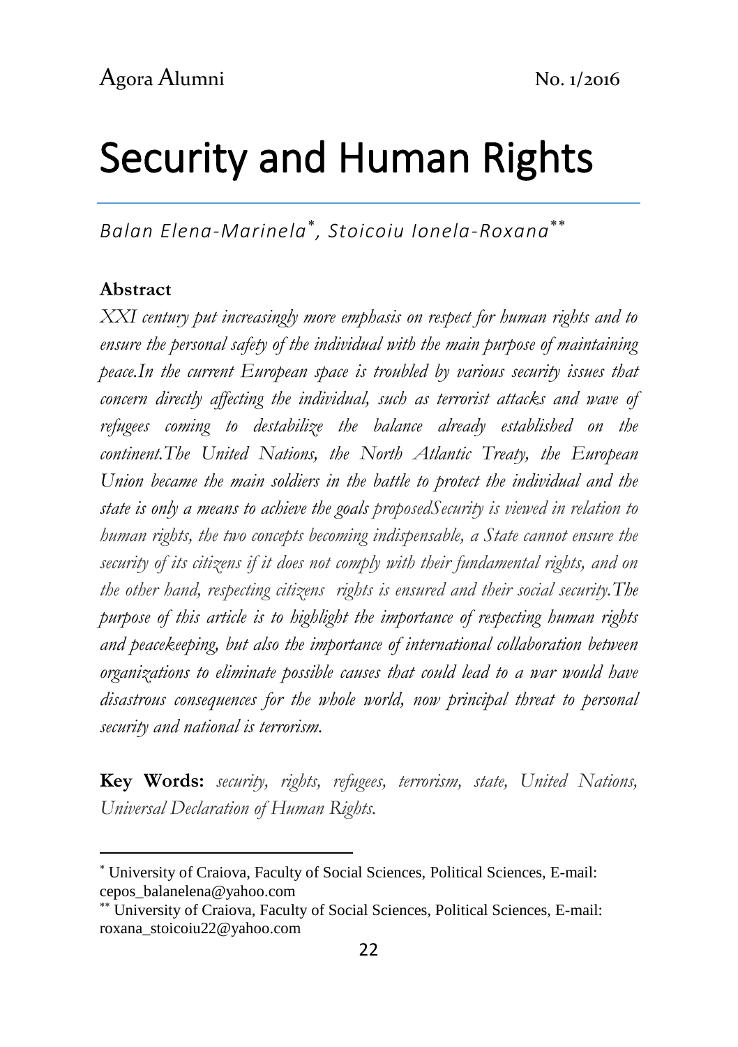# Security and Human Rights

*Balan Elena-Marinela*[*], *Stoicoiu Ionela-Roxana*[**]

**Abstract**

*XXI century put increasingly more emphasis on respect for human rights and to ensure the personal safety of the individual with the main purpose of maintaining peace.In the current European space is troubled by various security issues that concern directly affecting the individual, such as terrorist attacks and wave of refugees coming to destabilize the balance already established on the continent.The United Nations, the North Atlantic Treaty, the European Union became the main soldiers in the battle to protect the individual and the state is only a means to achieve the goals proposedSecurity is viewed in relation to human rights, the two concepts becoming indispensable, a State cannot ensure the security of its citizens if it does not comply with their fundamental rights, and on the other hand, respecting citizens rights is ensured and their social security.The purpose of this article is to highlight the importance of respecting human rights and peacekeeping, but also the importance of international collaboration between organizations to eliminate possible causes that could lead to a war would have disastrous consequences for the whole world, now principal threat to personal security and national is terrorism.*

**Key Words:** *security, rights, refugees, terrorism, state, United Nations, Universal Declaration of Human Rights.*

---

[*] University of Craiova, Faculty of Social Sciences, Political Sciences, E-mail: cepos_balanelena@yahoo.com

[**] University of Craiova, Faculty of Social Sciences, Political Sciences, E-mail: roxana_stoicoiu22@yahoo.com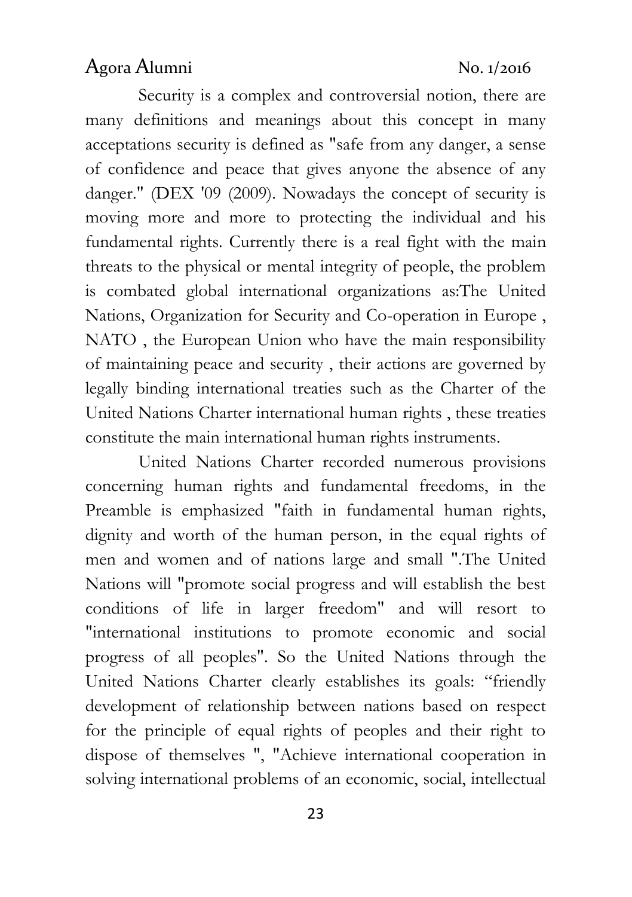Security is a complex and controversial notion, there are many definitions and meanings about this concept in many acceptations security is defined as "safe from any danger, a sense of confidence and peace that gives anyone the absence of any danger." (DEX '09 (2009). Nowadays the concept of security is moving more and more to protecting the individual and his fundamental rights. Currently there is a real fight with the main threats to the physical or mental integrity of people, the problem is combated global international organizations as:The United Nations, Organization for Security and Co-operation in Europe , NATO , the European Union who have the main responsibility of maintaining peace and security , their actions are governed by legally binding international treaties such as the Charter of the United Nations Charter international human rights , these treaties constitute the main international human rights instruments.

United Nations Charter recorded numerous provisions concerning human rights and fundamental freedoms, in the Preamble is emphasized "faith in fundamental human rights, dignity and worth of the human person, in the equal rights of men and women and of nations large and small ".The United Nations will "promote social progress and will establish the best conditions of life in larger freedom" and will resort to "international institutions to promote economic and social progress of all peoples". So the United Nations through the United Nations Charter clearly establishes its goals: "friendly development of relationship between nations based on respect for the principle of equal rights of peoples and their right to dispose of themselves ", "Achieve international cooperation in solving international problems of an economic, social, intellectual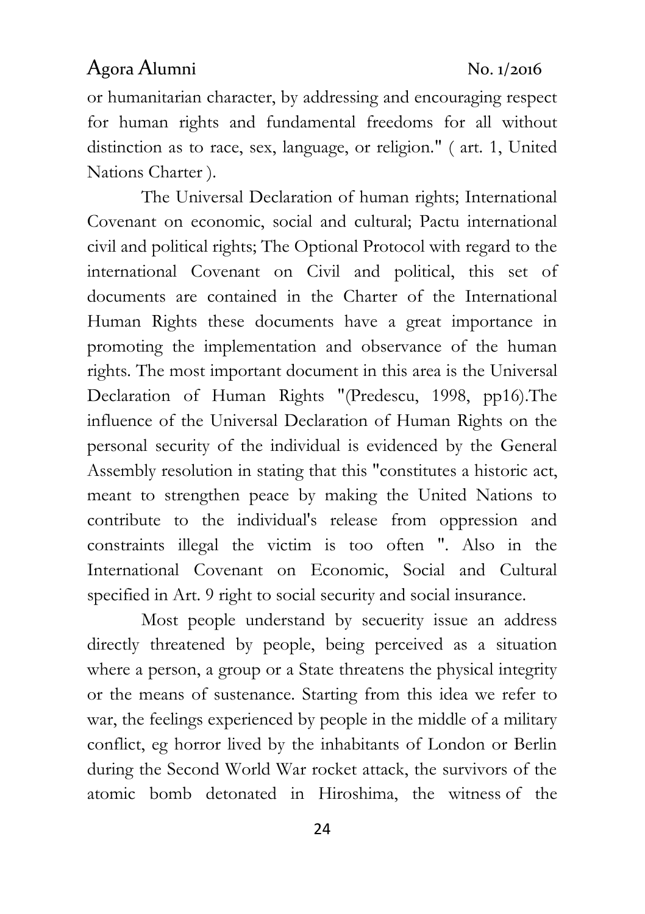or humanitarian character, by addressing and encouraging respect for human rights and fundamental freedoms for all without distinction as to race, sex, language, or religion." ( art. 1, United Nations Charter ).

The Universal Declaration of human rights; International Covenant on economic, social and cultural; Pactu international civil and political rights; The Optional Protocol with regard to the international Covenant on Civil and political, this set of documents are contained in the Charter of the International Human Rights these documents have a great importance in promoting the implementation and observance of the human rights. The most important document in this area is the Universal Declaration of Human Rights "(Predescu, 1998, pp16).The influence of the Universal Declaration of Human Rights on the personal security of the individual is evidenced by the General Assembly resolution in stating that this "constitutes a historic act, meant to strengthen peace by making the United Nations to contribute to the individual's release from oppression and constraints illegal the victim is too often ". Also in the International Covenant on Economic, Social and Cultural specified in Art. 9 right to social security and social insurance.

Most people understand by secuerity issue an address directly threatened by people, being perceived as a situation where a person, a group or a State threatens the physical integrity or the means of sustenance. Starting from this idea we refer to war, the feelings experienced by people in the middle of a military conflict, eg horror lived by the inhabitants of London or Berlin during the Second World War rocket attack, the survivors of the atomic bomb detonated in Hiroshima, the witness of the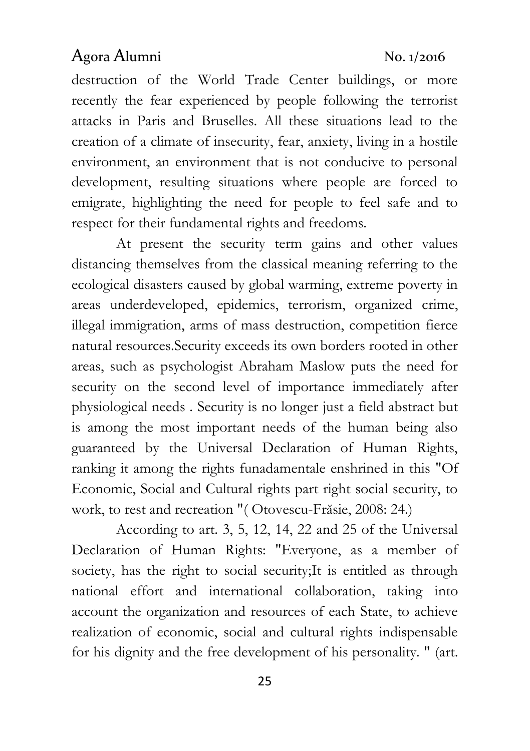destruction of the World Trade Center buildings, or more recently the fear experienced by people following the terrorist attacks in Paris and Bruselles. All these situations lead to the creation of a climate of insecurity, fear, anxiety, living in a hostile environment, an environment that is not conducive to personal development, resulting situations where people are forced to emigrate, highlighting the need for people to feel safe and to respect for their fundamental rights and freedoms.

At present the security term gains and other values distancing themselves from the classical meaning referring to the ecological disasters caused by global warming, extreme poverty in areas underdeveloped, epidemics, terrorism, organized crime, illegal immigration, arms of mass destruction, competition fierce natural resources.Security exceeds its own borders rooted in other areas, such as psychologist Abraham Maslow puts the need for security on the second level of importance immediately after physiological needs . Security is no longer just a field abstract but is among the most important needs of the human being also guaranteed by the Universal Declaration of Human Rights, ranking it among the rights funadamentale enshrined in this "Of Economic, Social and Cultural rights part right social security, to work, to rest and recreation "( Otovescu-Frăsie, 2008: 24.)

According to art. 3, 5, 12, 14, 22 and 25 of the Universal Declaration of Human Rights: "Everyone, as a member of society, has the right to social security;It is entitled as through national effort and international collaboration, taking into account the organization and resources of each State, to achieve realization of economic, social and cultural rights indispensable for his dignity and the free development of his personality. " (art.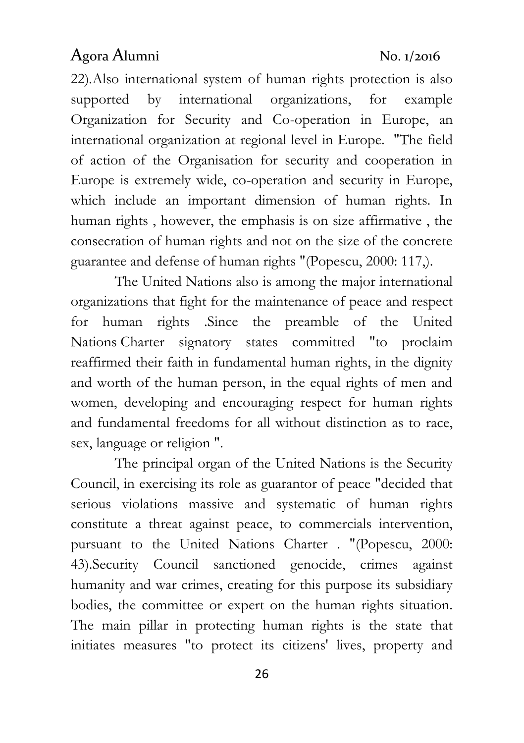22).Also international system of human rights protection is also supported by international organizations, for example Organization for Security and Co-operation in Europe, an international organization at regional level in Europe. "The field of action of the Organisation for security and cooperation in Europe is extremely wide, co-operation and security in Europe, which include an important dimension of human rights. In human rights , however, the emphasis is on size affirmative , the consecration of human rights and not on the size of the concrete guarantee and defense of human rights "(Popescu, 2000: 117,).

The United Nations also is among the major international organizations that fight for the maintenance of peace and respect for human rights .Since the preamble of the United Nations Charter signatory states committed "to proclaim reaffirmed their faith in fundamental human rights, in the dignity and worth of the human person, in the equal rights of men and women, developing and encouraging respect for human rights and fundamental freedoms for all without distinction as to race, sex, language or religion ".

The principal organ of the United Nations is the Security Council, in exercising its role as guarantor of peace "decided that serious violations massive and systematic of human rights constitute a threat against peace, to commercials intervention, pursuant to the United Nations Charter . "(Popescu, 2000: 43).Security Council sanctioned genocide, crimes against humanity and war crimes, creating for this purpose its subsidiary bodies, the committee or expert on the human rights situation. The main pillar in protecting human rights is the state that initiates measures "to protect its citizens' lives, property and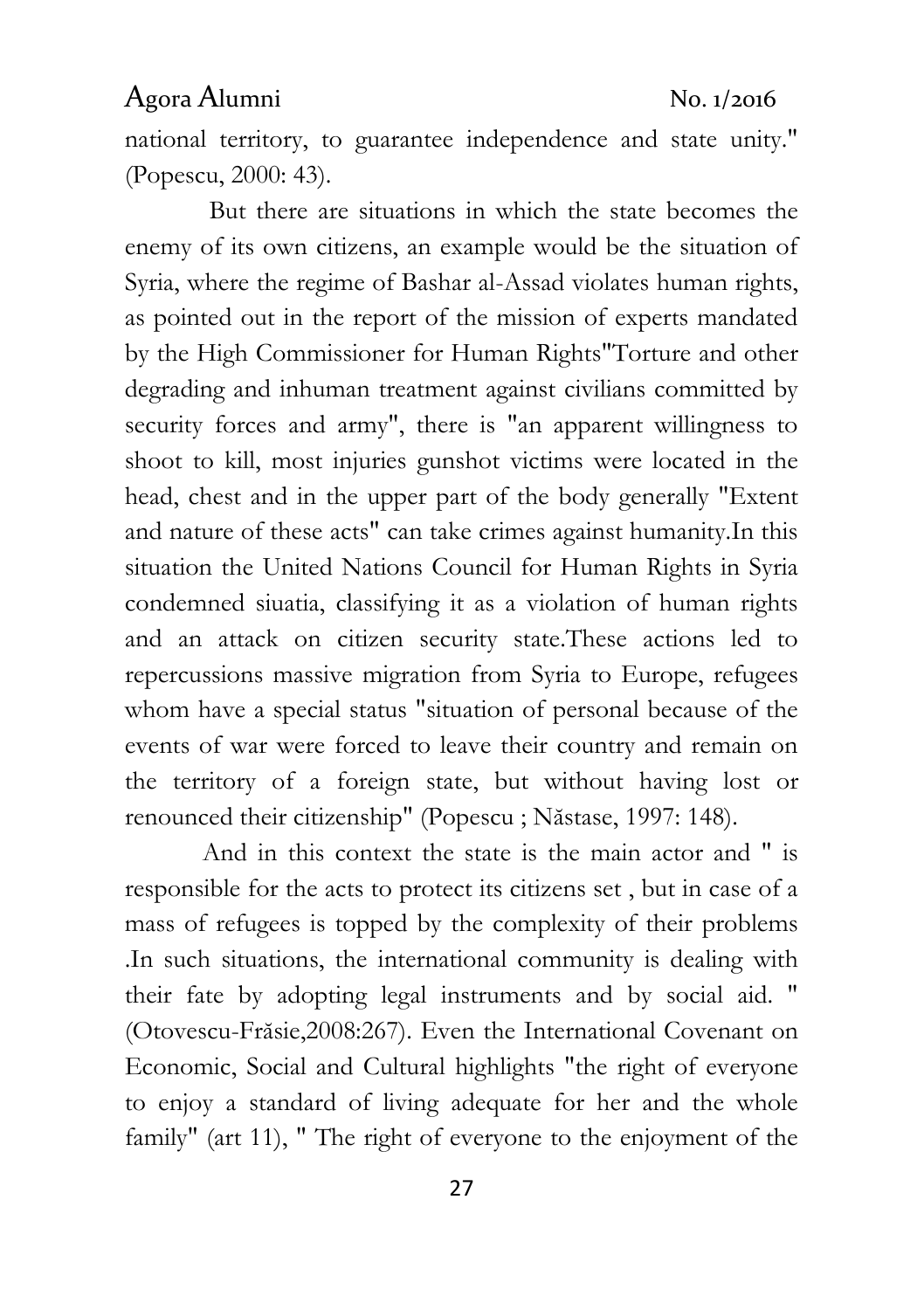national territory, to guarantee independence and state unity." (Popescu, 2000: 43).

But there are situations in which the state becomes the enemy of its own citizens, an example would be the situation of Syria, where the regime of Bashar al-Assad violates human rights, as pointed out in the report of the mission of experts mandated by the High Commissioner for Human Rights"Torture and other degrading and inhuman treatment against civilians committed by security forces and army", there is "an apparent willingness to shoot to kill, most injuries gunshot victims were located in the head, chest and in the upper part of the body generally "Extent and nature of these acts" can take crimes against humanity.In this situation the United Nations Council for Human Rights in Syria condemned siuatia, classifying it as a violation of human rights and an attack on citizen security state.These actions led to repercussions massive migration from Syria to Europe, refugees whom have a special status "situation of personal because of the events of war were forced to leave their country and remain on the territory of a foreign state, but without having lost or renounced their citizenship" (Popescu ; Năstase, 1997: 148).

And in this context the state is the main actor and " is responsible for the acts to protect its citizens set , but in case of a mass of refugees is topped by the complexity of their problems .In such situations, the international community is dealing with their fate by adopting legal instruments and by social aid. " (Otovescu-Frăsie,2008:267). Even the International Covenant on Economic, Social and Cultural highlights "the right of everyone to enjoy a standard of living adequate for her and the whole family" (art 11), " The right of everyone to the enjoyment of the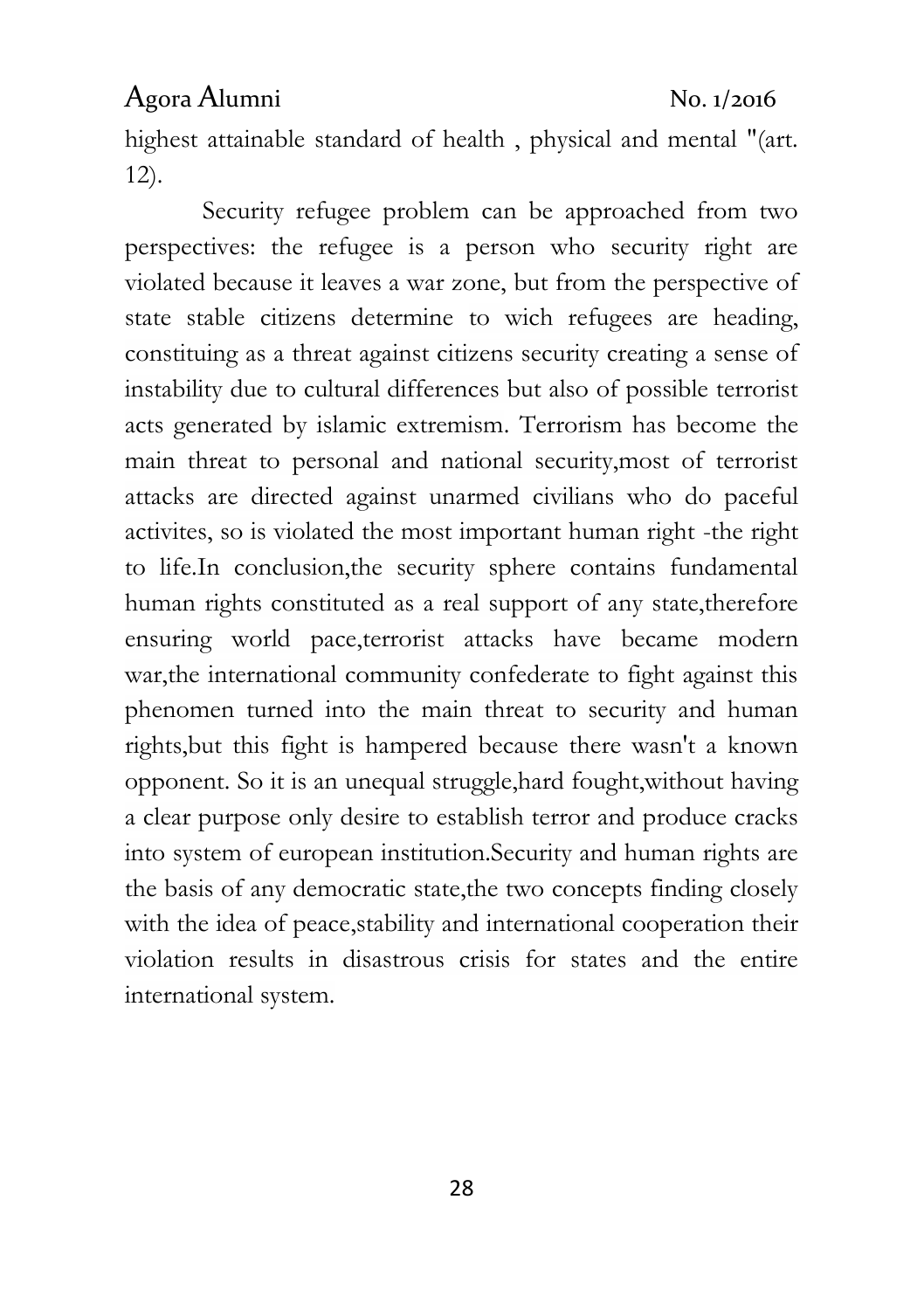highest attainable standard of health , physical and mental "(art. 12).

Security refugee problem can be approached from two perspectives: the refugee is a person who security right are violated because it leaves a war zone, but from the perspective of state stable citizens determine to wich refugees are heading, constituing as a threat against citizens security creating a sense of instability due to cultural differences but also of possible terrorist acts generated by islamic extremism. Terrorism has become the main threat to personal and national security,most of terrorist attacks are directed against unarmed civilians who do paceful activites, so is violated the most important human right -the right to life.In conclusion,the security sphere contains fundamental human rights constituted as a real support of any state,therefore ensuring world pace,terrorist attacks have became modern war,the international community confederate to fight against this phenomen turned into the main threat to security and human rights,but this fight is hampered because there wasn't a known opponent. So it is an unequal struggle,hard fought,without having a clear purpose only desire to establish terror and produce cracks into system of european institution.Security and human rights are the basis of any democratic state,the two concepts finding closely with the idea of peace,stability and international cooperation their violation results in disastrous crisis for states and the entire international system.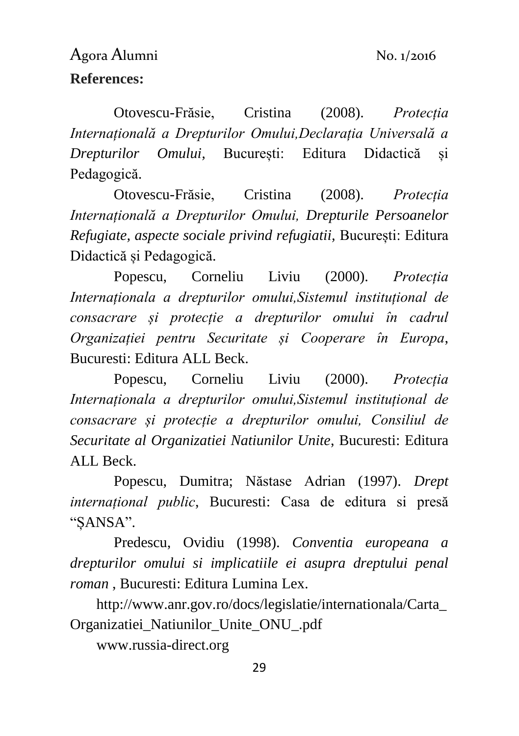**References:**

Otovescu-Frăsie, Cristina (2008). *Protecția Internațională a Drepturilor Omului,Declarația Universală a Drepturilor Omului*, București: Editura Didactică și Pedagogică.

Otovescu-Frăsie, Cristina (2008). *Protecția Internațională a Drepturilor Omului, Drepturile Persoanelor Refugiate, aspecte sociale privind refugiatii*, București: Editura Didactică și Pedagogică.

Popescu, Corneliu Liviu (2000). *Protecția Internaționala a drepturilor omului,Sistemul instituțional de consacrare și protecție a drepturilor omului în cadrul Organizației pentru Securitate și Cooperare în Europa*, Bucuresti: Editura ALL Beck.

Popescu, Corneliu Liviu (2000). *Protecția Internaționala a drepturilor omului,Sistemul instituțional de consacrare și protecție a drepturilor omului, Consiliul de Securitate al Organizatiei Natiunilor Unite*, Bucuresti: Editura ALL Beck.

Popescu, Dumitra; Năstase Adrian (1997). *Drept internațional public*, Bucuresti: Casa de editura si presă "ȘANSA".

Predescu, Ovidiu (1998). *Conventia europeana a drepturilor omului si implicatiile ei asupra dreptului penal roman* , Bucuresti: Editura Lumina Lex.

http://www.anr.gov.ro/docs/legislatie/internationala/Carta_Organizatiei_Natiunilor_Unite_ONU_.pdf

www.russia-direct.org